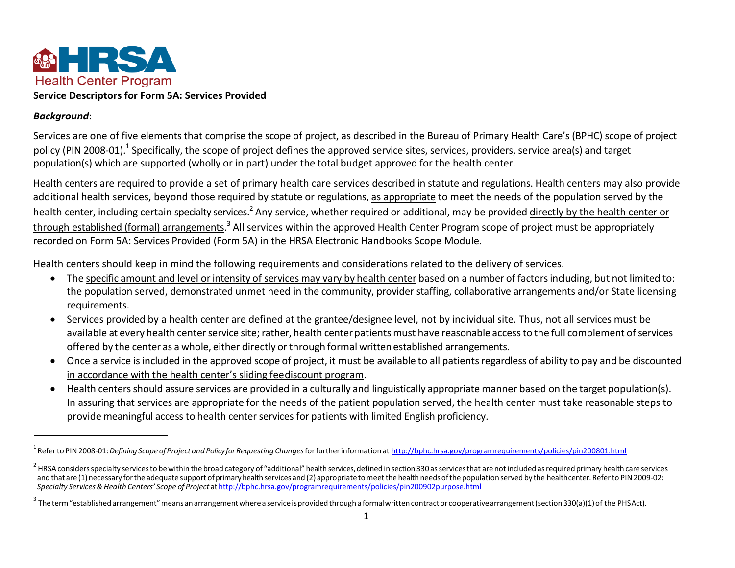HRSA Health Center Program

# Service Descriptors for Form 5A: Services Provided

***Background***:

Services are one of five elements that comprise the scope of project, as described in the Bureau of Primary Health Care's (BPHC) scope of project policy (PIN 2008-01).[1] Specifically, the scope of project defines the approved service sites, services, providers, service area(s) and target population(s) which are supported (wholly or in part) under the total budget approved for the health center.

Health centers are required to provide a set of primary health care services described in statute and regulations. Health centers may also provide additional health services, beyond those required by statute or regulations, as appropriate to meet the needs of the population served by the health center, including certain specialty services.[2] Any service, whether required or additional, may be provided directly by the health center or through established (formal) arrangements.[3] All services within the approved Health Center Program scope of project must be appropriately recorded on Form 5A: Services Provided (Form 5A) in the HRSA Electronic Handbooks Scope Module.

Health centers should keep in mind the following requirements and considerations related to the delivery of services.

- The specific amount and level or intensity of services may vary by health center based on a number of factors including, but not limited to: the population served, demonstrated unmet need in the community, provider staffing, collaborative arrangements and/or State licensing requirements.
- Services provided by a health center are defined at the grantee/designee level, not by individual site. Thus, not all services must be available at every health center service site; rather, health center patients must have reasonable access to the full complement of services offered by the center as a whole, either directly or through formal written established arrangements.
- Once a service is included in the approved scope of project, it must be available to all patients regardless of ability to pay and be discounted in accordance with the health center's sliding feediscount program.
- Health centers should assure services are provided in a culturally and linguistically appropriate manner based on the target population(s). In assuring that services are appropriate for the needs of the patient population served, the health center must take reasonable steps to provide meaningful access to health center services for patients with limited English proficiency.

---

[1] Refer to PIN 2008-01: *Defining Scope of Project and Policy for Requesting Changes* for further information at http://bphc.hrsa.gov/programrequirements/policies/pin200801.html

[2] HRSA considers specialty services to be within the broad category of "additional" health services, defined in section 330 as services that are not included as required primary health care services and that are (1) necessary for the adequate support of primary health services and (2) appropriate to meet the health needs of the population served by the healthcenter. Refer to PIN 2009-02: *Specialty Services & Health Centers' Scope of Project* at http://bphc.hrsa.gov/programrequirements/policies/pin200902purpose.html

[3] The term "established arrangement" means an arrangement where a service is provided through a formal written contract or cooperative arrangement (section 330(a)(1) of the PHS Act).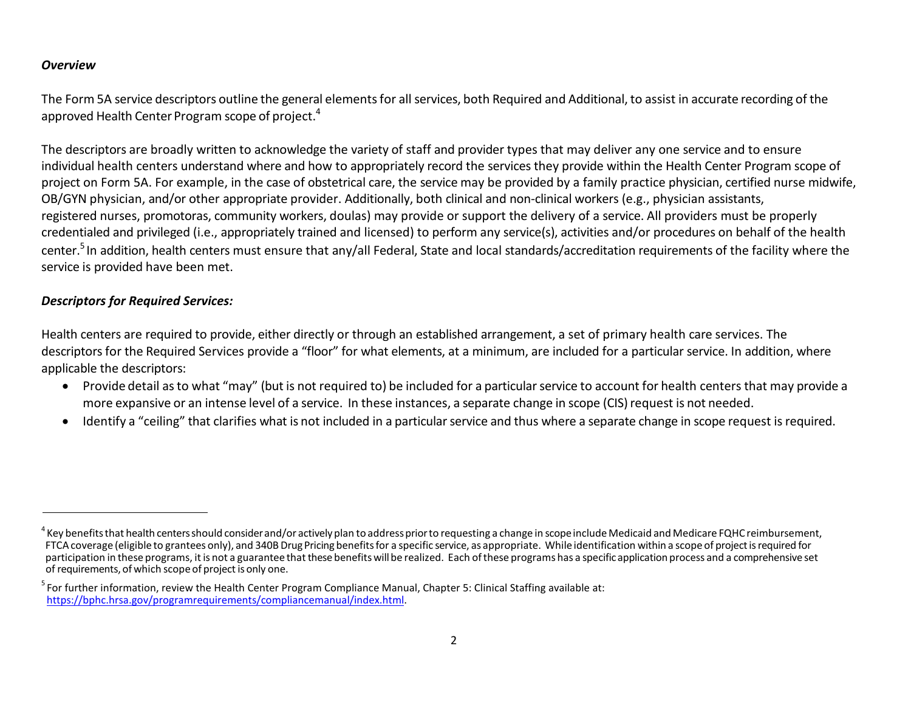***Overview***

The Form 5A service descriptors outline the general elements for all services, both Required and Additional, to assist in accurate recording of the approved Health Center Program scope of project.[4]

The descriptors are broadly written to acknowledge the variety of staff and provider types that may deliver any one service and to ensure individual health centers understand where and how to appropriately record the services they provide within the Health Center Program scope of project on Form 5A. For example, in the case of obstetrical care, the service may be provided by a family practice physician, certified nurse midwife, OB/GYN physician, and/or other appropriate provider. Additionally, both clinical and non-clinical workers (e.g., physician assistants, registered nurses, promotoras, community workers, doulas) may provide or support the delivery of a service. All providers must be properly credentialed and privileged (i.e., appropriately trained and licensed) to perform any service(s), activities and/or procedures on behalf of the health center.[5] In addition, health centers must ensure that any/all Federal, State and local standards/accreditation requirements of the facility where the service is provided have been met.

***Descriptors for Required Services:***

Health centers are required to provide, either directly or through an established arrangement, a set of primary health care services. The descriptors for the Required Services provide a "floor" for what elements, at a minimum, are included for a particular service. In addition, where applicable the descriptors:

- Provide detail as to what "may" (but is not required to) be included for a particular service to account for health centers that may provide a more expansive or an intense level of a service. In these instances, a separate change in scope (CIS) request is not needed.
- Identify a "ceiling" that clarifies what is not included in a particular service and thus where a separate change in scope request is required.

---

[4] Key benefits that health centers should consider and/or actively plan to address prior to requesting a change in scope include Medicaid and Medicare FQHC reimbursement, FTCA coverage (eligible to grantees only), and 340B Drug Pricing benefits for a specific service, as appropriate. While identification within a scope of project is required for participation in these programs, it is not a guarantee that these benefits will be realized. Each of these programs has a specific application process and a comprehensive set of requirements, of which scope of project is only one.

[5] For further information, review the Health Center Program Compliance Manual, Chapter 5: Clinical Staffing available at: https://bphc.hrsa.gov/programrequirements/compliancemanual/index.html.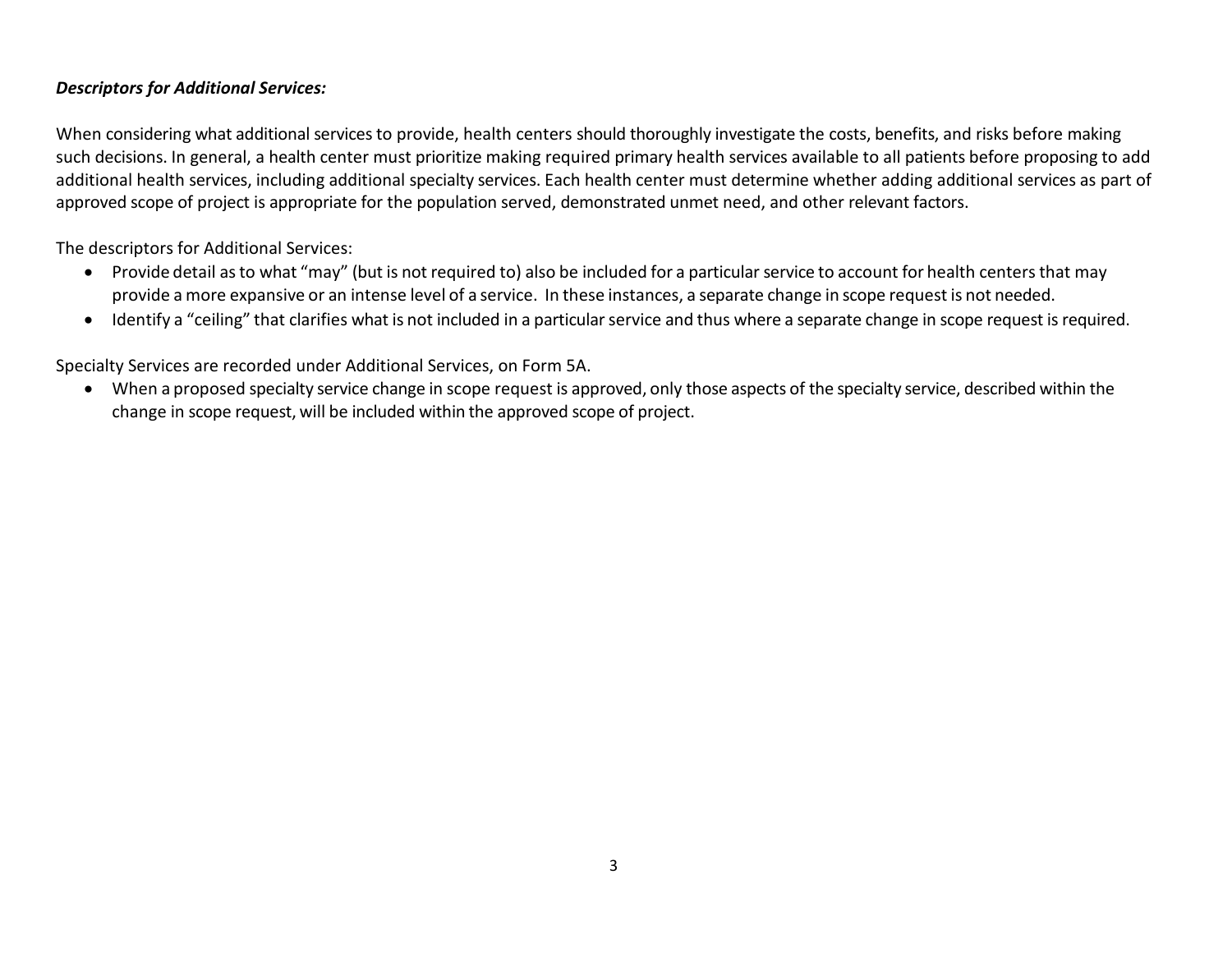***Descriptors for Additional Services:***

When considering what additional services to provide, health centers should thoroughly investigate the costs, benefits, and risks before making such decisions. In general, a health center must prioritize making required primary health services available to all patients before proposing to add additional health services, including additional specialty services. Each health center must determine whether adding additional services as part of approved scope of project is appropriate for the population served, demonstrated unmet need, and other relevant factors.

The descriptors for Additional Services:

- Provide detail as to what "may" (but is not required to) also be included for a particular service to account for health centers that may provide a more expansive or an intense level of a service. In these instances, a separate change in scope request is not needed.
- Identify a "ceiling" that clarifies what is not included in a particular service and thus where a separate change in scope request is required.

Specialty Services are recorded under Additional Services, on Form 5A.

- When a proposed specialty service change in scope request is approved, only those aspects of the specialty service, described within the change in scope request, will be included within the approved scope of project.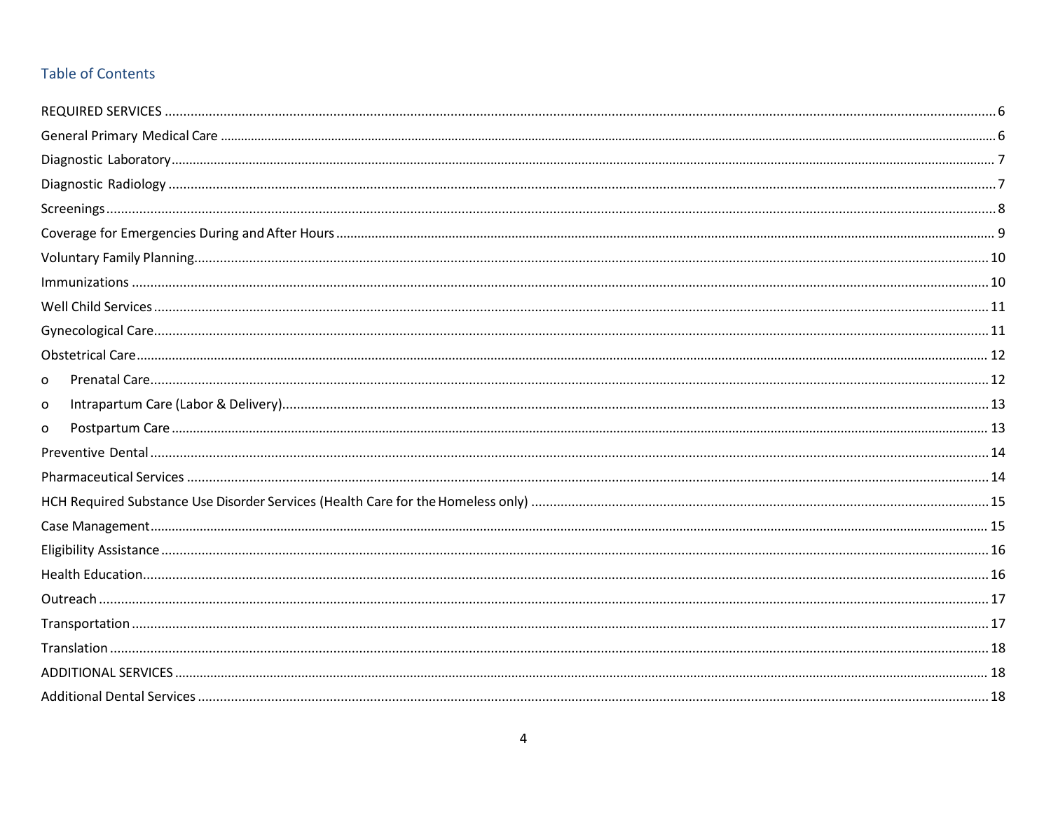## Table of Contents

REQUIRED SERVICES ..... 6

General Primary Medical Care ..... 6

Diagnostic Laboratory ..... 7

Diagnostic Radiology ..... 7

Screenings ..... 8

Coverage for Emergencies During and After Hours ..... 9

Voluntary Family Planning ..... 10

Immunizations ..... 10

Well Child Services ..... 11

Gynecological Care ..... 11

Obstetrical Care ..... 12

- Prenatal Care ..... 12
- Intrapartum Care (Labor & Delivery) ..... 13
- Postpartum Care ..... 13

Preventive Dental ..... 14

Pharmaceutical Services ..... 14

HCH Required Substance Use Disorder Services (Health Care for the Homeless only) ..... 15

Case Management ..... 15

Eligibility Assistance ..... 16

Health Education ..... 16

Outreach ..... 17

Transportation ..... 17

Translation ..... 18

ADDITIONAL SERVICES ..... 18

Additional Dental Services ..... 18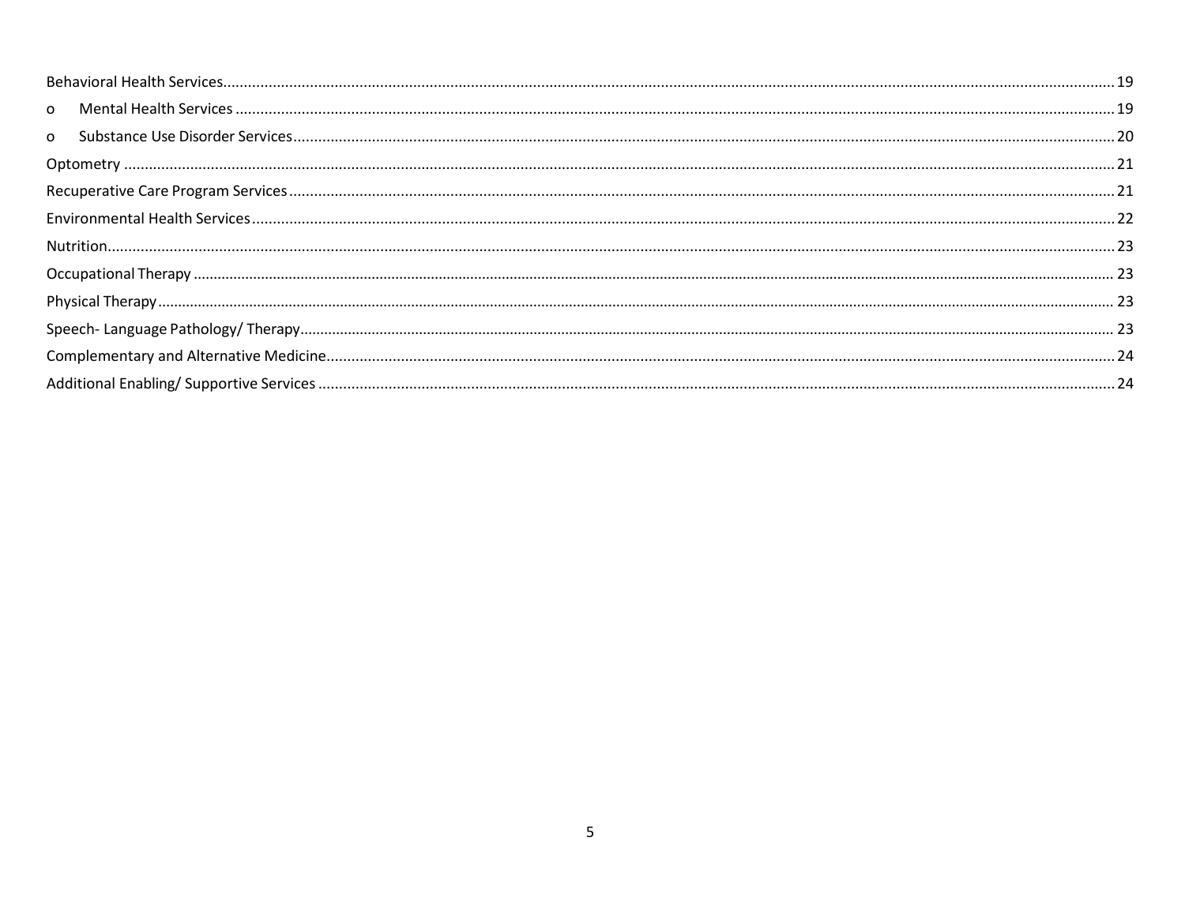Behavioral Health Services .......................................................................................................................................... 19

- Mental Health Services .......................................................................................................................................... 19
- Substance Use Disorder Services .......................................................................................................................................... 20

Optometry .......................................................................................................................................... 21

Recuperative Care Program Services .......................................................................................................................................... 21

Environmental Health Services .......................................................................................................................................... 22

Nutrition .......................................................................................................................................... 23

Occupational Therapy .......................................................................................................................................... 23

Physical Therapy .......................................................................................................................................... 23

Speech- Language Pathology/ Therapy .......................................................................................................................................... 23

Complementary and Alternative Medicine .......................................................................................................................................... 24

Additional Enabling/ Supportive Services .......................................................................................................................................... 24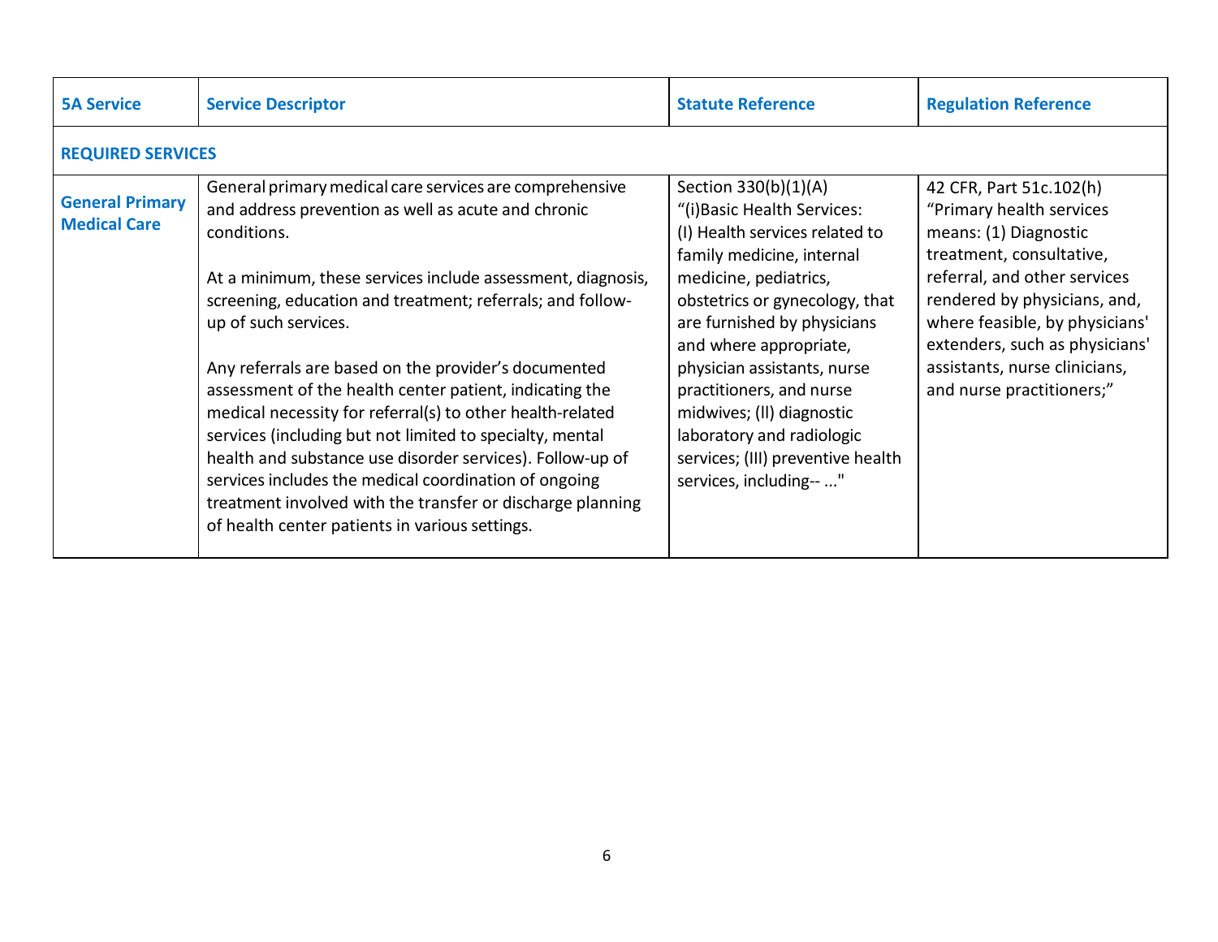| 5A Service | Service Descriptor | Statute Reference | Regulation Reference |
|---|---|---|---|
| **REQUIRED SERVICES** | | | |
| **General Primary Medical Care** | General primary medical care services are comprehensive and address prevention as well as acute and chronic conditions.<br><br>At a minimum, these services include assessment, diagnosis, screening, education and treatment; referrals; and follow-up of such services.<br><br>Any referrals are based on the provider's documented assessment of the health center patient, indicating the medical necessity for referral(s) to other health-related services (including but not limited to specialty, mental health and substance use disorder services). Follow-up of services includes the medical coordination of ongoing treatment involved with the transfer or discharge planning of health center patients in various settings. | Section 330(b)(1)(A) "(i)Basic Health Services: (I) Health services related to family medicine, internal medicine, pediatrics, obstetrics or gynecology, that are furnished by physicians and where appropriate, physician assistants, nurse practitioners, and nurse midwives; (II) diagnostic laboratory and radiologic services; (III) preventive health services, including-- ..." | 42 CFR, Part 51c.102(h) "Primary health services means: (1) Diagnostic treatment, consultative, referral, and other services rendered by physicians, and, where feasible, by physicians' extenders, such as physicians' assistants, nurse clinicians, and nurse practitioners;" |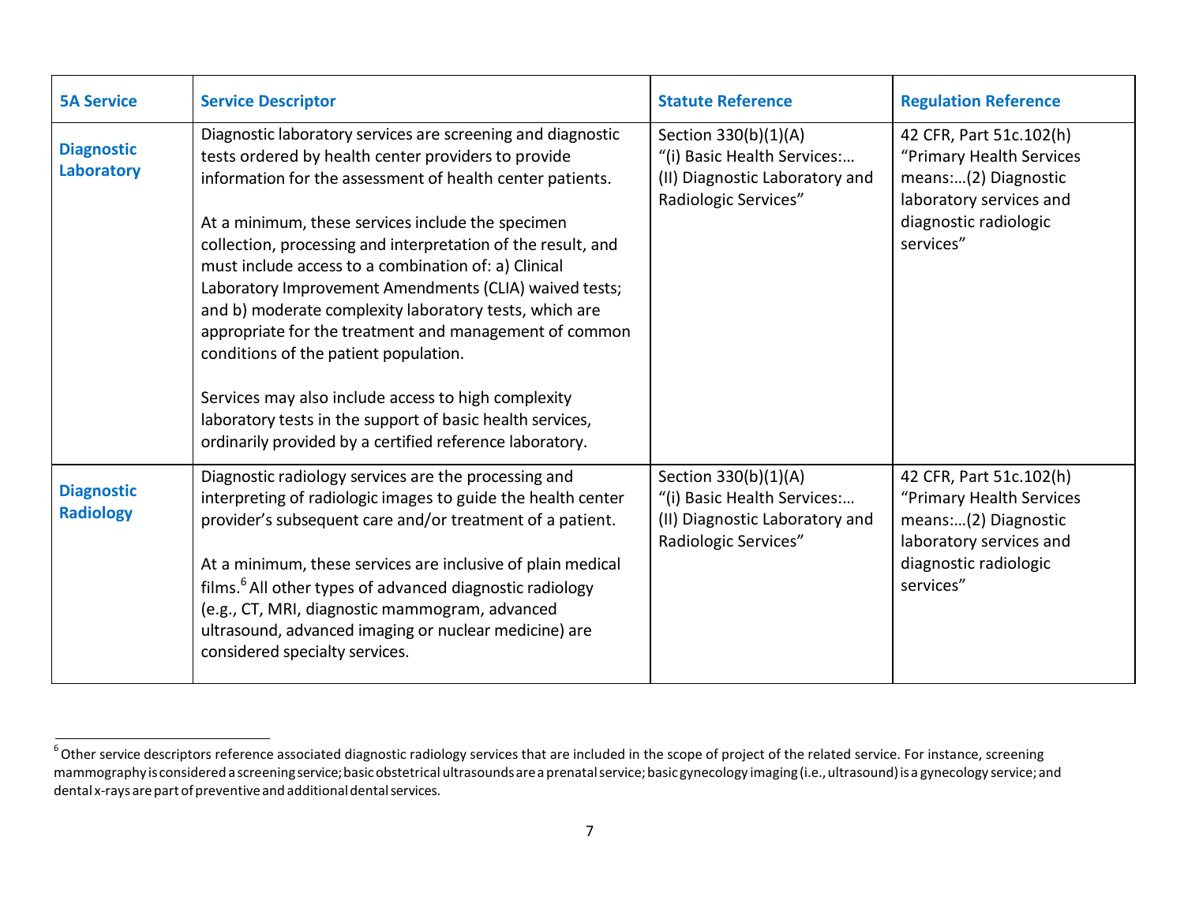| 5A Service | Service Descriptor | Statute Reference | Regulation Reference |
|---|---|---|---|
| **Diagnostic Laboratory** | Diagnostic laboratory services are screening and diagnostic tests ordered by health center providers to provide information for the assessment of health center patients.<br><br>At a minimum, these services include the specimen collection, processing and interpretation of the result, and must include access to a combination of: a) Clinical Laboratory Improvement Amendments (CLIA) waived tests; and b) moderate complexity laboratory tests, which are appropriate for the treatment and management of common conditions of the patient population.<br><br>Services may also include access to high complexity laboratory tests in the support of basic health services, ordinarily provided by a certified reference laboratory. | Section 330(b)(1)(A) "(i) Basic Health Services:… (II) Diagnostic Laboratory and Radiologic Services" | 42 CFR, Part 51c.102(h) "Primary Health Services means:…(2) Diagnostic laboratory services and diagnostic radiologic services" |
| **Diagnostic Radiology** | Diagnostic radiology services are the processing and interpreting of radiologic images to guide the health center provider's subsequent care and/or treatment of a patient.<br><br>At a minimum, these services are inclusive of plain medical films.[6] All other types of advanced diagnostic radiology (e.g., CT, MRI, diagnostic mammogram, advanced ultrasound, advanced imaging or nuclear medicine) are considered specialty services. | Section 330(b)(1)(A) "(i) Basic Health Services:… (II) Diagnostic Laboratory and Radiologic Services" | 42 CFR, Part 51c.102(h) "Primary Health Services means:…(2) Diagnostic laboratory services and diagnostic radiologic services" |

[6] Other service descriptors reference associated diagnostic radiology services that are included in the scope of project of the related service. For instance, screening mammography is considered a screening service; basic obstetrical ultrasounds are a prenatal service; basic gynecology imaging (i.e., ultrasound) is a gynecology service; and dental x-rays are part of preventive and additional dental services.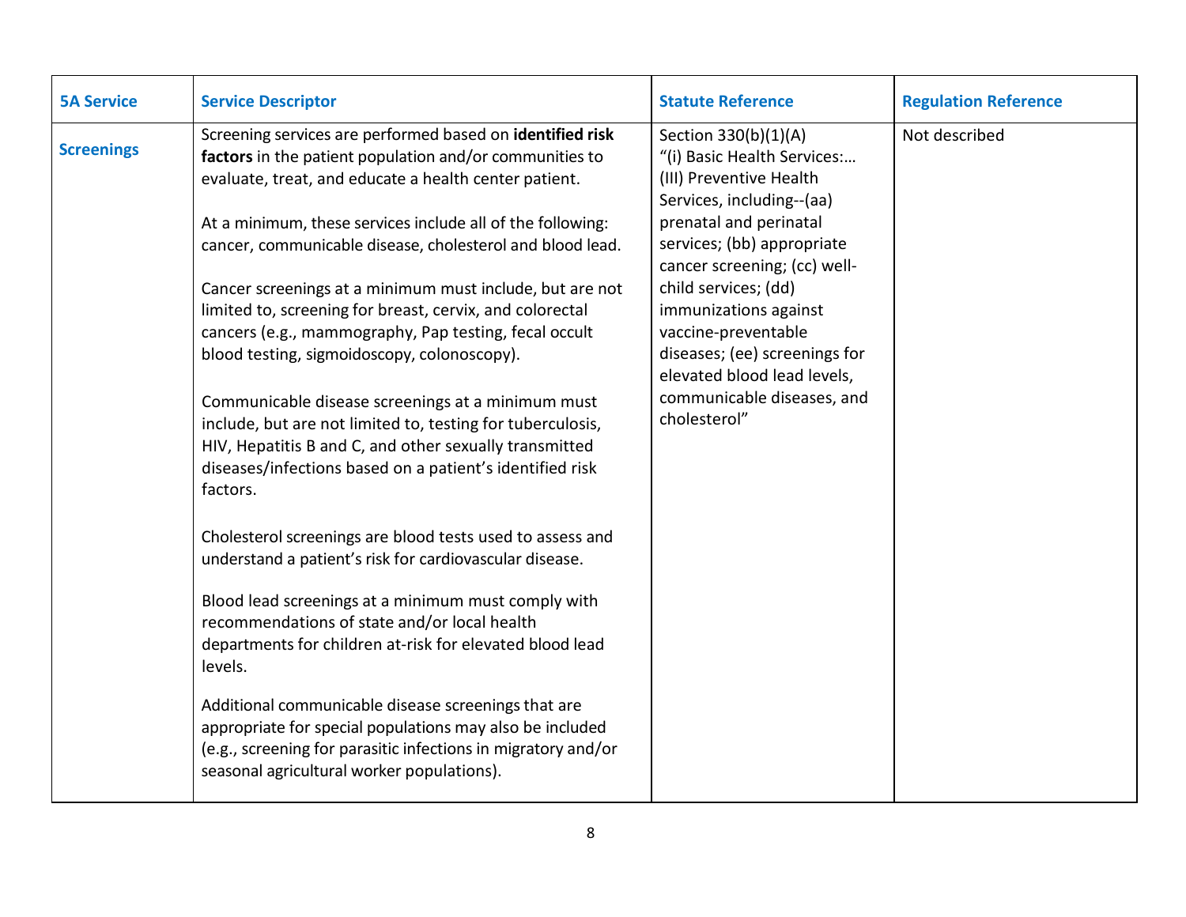| 5A Service | Service Descriptor | Statute Reference | Regulation Reference |
| --- | --- | --- | --- |
| **Screenings** | Screening services are performed based on **identified risk factors** in the patient population and/or communities to evaluate, treat, and educate a health center patient.<br><br>At a minimum, these services include all of the following: cancer, communicable disease, cholesterol and blood lead.<br><br>Cancer screenings at a minimum must include, but are not limited to, screening for breast, cervix, and colorectal cancers (e.g., mammography, Pap testing, fecal occult blood testing, sigmoidoscopy, colonoscopy).<br><br>Communicable disease screenings at a minimum must include, but are not limited to, testing for tuberculosis, HIV, Hepatitis B and C, and other sexually transmitted diseases/infections based on a patient's identified risk factors.<br><br>Cholesterol screenings are blood tests used to assess and understand a patient's risk for cardiovascular disease.<br><br>Blood lead screenings at a minimum must comply with recommendations of state and/or local health departments for children at-risk for elevated blood lead levels.<br><br>Additional communicable disease screenings that are appropriate for special populations may also be included (e.g., screening for parasitic infections in migratory and/or seasonal agricultural worker populations). | Section 330(b)(1)(A) "(i) Basic Health Services:… (III) Preventive Health Services, including--(aa) prenatal and perinatal services; (bb) appropriate cancer screening; (cc) well-child services; (dd) immunizations against vaccine-preventable diseases; (ee) screenings for elevated blood lead levels, communicable diseases, and cholesterol" | Not described |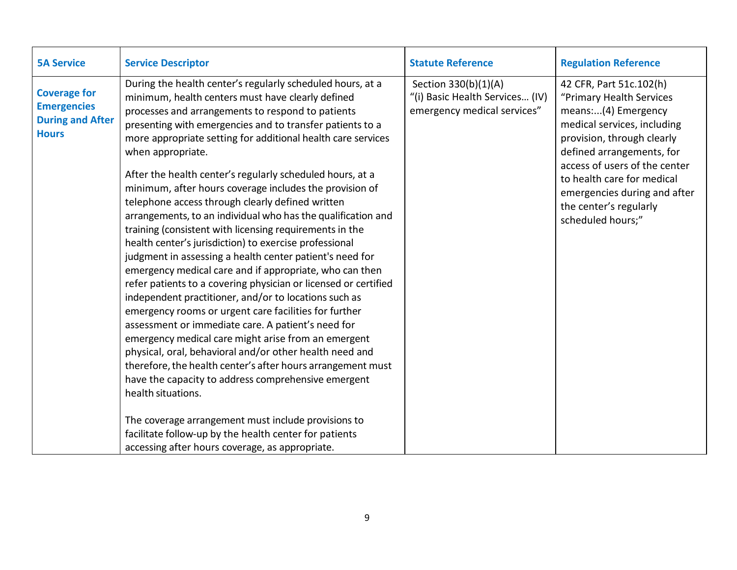| 5A Service | Service Descriptor | Statute Reference | Regulation Reference |
|---|---|---|---|
| **Coverage for Emergencies During and After Hours** | During the health center's regularly scheduled hours, at a minimum, health centers must have clearly defined processes and arrangements to respond to patients presenting with emergencies and to transfer patients to a more appropriate setting for additional health care services when appropriate.<br><br>After the health center's regularly scheduled hours, at a minimum, after hours coverage includes the provision of telephone access through clearly defined written arrangements, to an individual who has the qualification and training (consistent with licensing requirements in the health center's jurisdiction) to exercise professional judgment in assessing a health center patient's need for emergency medical care and if appropriate, who can then refer patients to a covering physician or licensed or certified independent practitioner, and/or to locations such as emergency rooms or urgent care facilities for further assessment or immediate care. A patient's need for emergency medical care might arise from an emergent physical, oral, behavioral and/or other health need and therefore, the health center's after hours arrangement must have the capacity to address comprehensive emergent health situations.<br><br>The coverage arrangement must include provisions to facilitate follow-up by the health center for patients accessing after hours coverage, as appropriate. | Section 330(b)(1)(A) "(i) Basic Health Services… (IV) emergency medical services" | 42 CFR, Part 51c.102(h) "Primary Health Services means:...(4) Emergency medical services, including provision, through clearly defined arrangements, for access of users of the center to health care for medical emergencies during and after the center's regularly scheduled hours;" |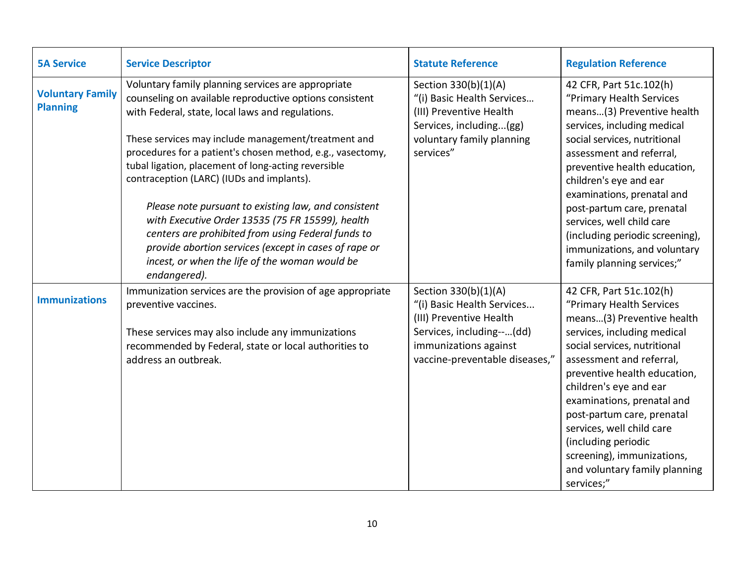| 5A Service | Service Descriptor | Statute Reference | Regulation Reference |
|---|---|---|---|
| **Voluntary Family Planning** | Voluntary family planning services are appropriate counseling on available reproductive options consistent with Federal, state, local laws and regulations.<br><br>These services may include management/treatment and procedures for a patient's chosen method, e.g., vasectomy, tubal ligation, placement of long-acting reversible contraception (LARC) (IUDs and implants).<br><br>*Please note pursuant to existing law, and consistent with Executive Order 13535 (75 FR 15599), health centers are prohibited from using Federal funds to provide abortion services (except in cases of rape or incest, or when the life of the woman would be endangered).* | Section 330(b)(1)(A) "(i) Basic Health Services… (III) Preventive Health Services, including...(gg) voluntary family planning services" | 42 CFR, Part 51c.102(h) "Primary Health Services means…(3) Preventive health services, including medical social services, nutritional assessment and referral, preventive health education, children's eye and ear examinations, prenatal and post-partum care, prenatal services, well child care (including periodic screening), immunizations, and voluntary family planning services;" |
| **Immunizations** | Immunization services are the provision of age appropriate preventive vaccines.<br><br>These services may also include any immunizations recommended by Federal, state or local authorities to address an outbreak. | Section 330(b)(1)(A) "(i) Basic Health Services... (III) Preventive Health Services, including--…(dd) immunizations against vaccine-preventable diseases," | 42 CFR, Part 51c.102(h) "Primary Health Services means…(3) Preventive health services, including medical social services, nutritional assessment and referral, preventive health education, children's eye and ear examinations, prenatal and post-partum care, prenatal services, well child care (including periodic screening), immunizations, and voluntary family planning services;" |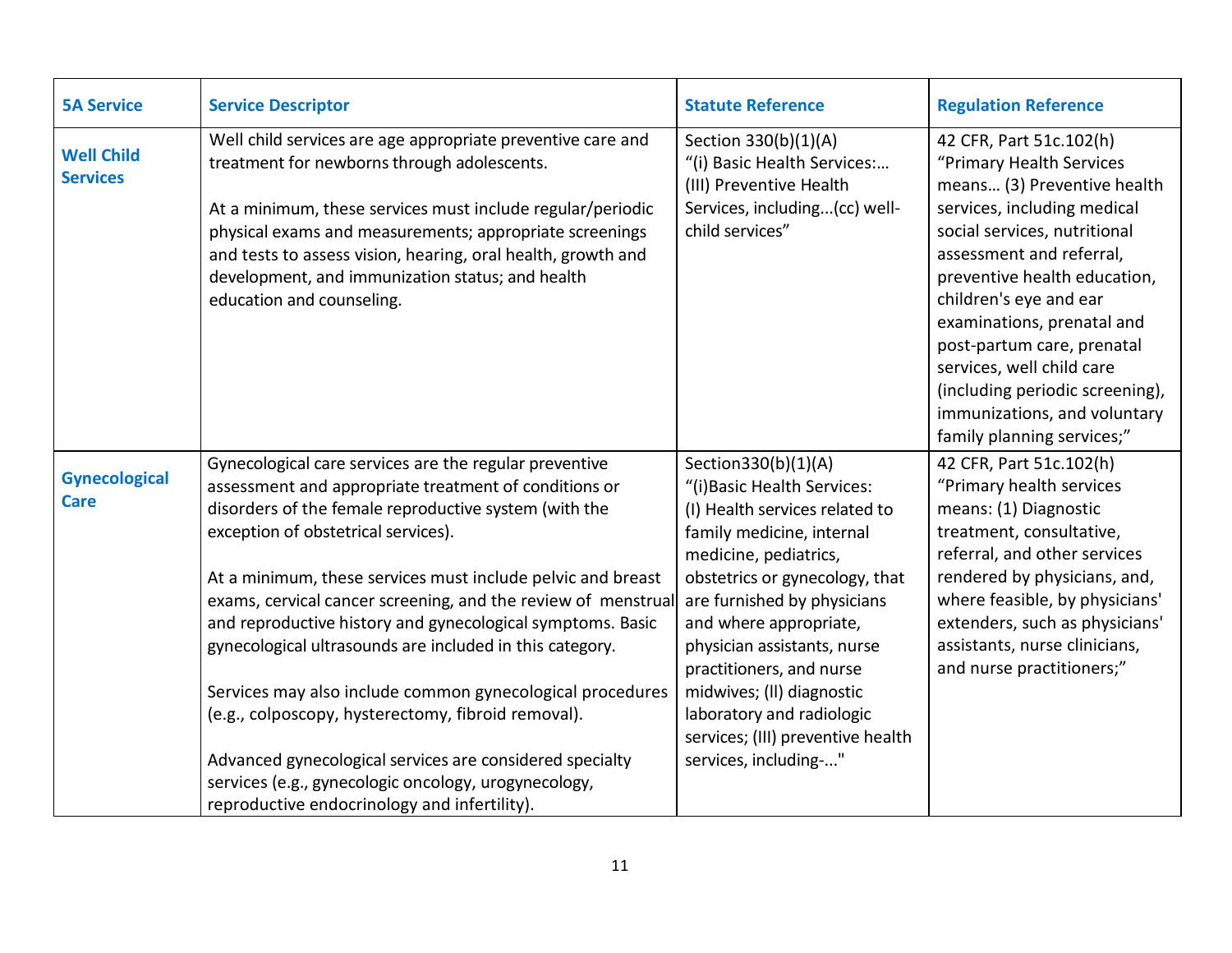| 5A Service | Service Descriptor | Statute Reference | Regulation Reference |
|---|---|---|---|
| **Well Child Services** | Well child services are age appropriate preventive care and treatment for newborns through adolescents.<br><br>At a minimum, these services must include regular/periodic physical exams and measurements; appropriate screenings and tests to assess vision, hearing, oral health, growth and development, and immunization status; and health education and counseling. | Section 330(b)(1)(A) "(i) Basic Health Services:… (III) Preventive Health Services, including...(cc) well-child services" | 42 CFR, Part 51c.102(h) "Primary Health Services means… (3) Preventive health services, including medical social services, nutritional assessment and referral, preventive health education, children's eye and ear examinations, prenatal and post-partum care, prenatal services, well child care (including periodic screening), immunizations, and voluntary family planning services;" |
| **Gynecological Care** | Gynecological care services are the regular preventive assessment and appropriate treatment of conditions or disorders of the female reproductive system (with the exception of obstetrical services).<br><br>At a minimum, these services must include pelvic and breast exams, cervical cancer screening, and the review of menstrual and reproductive history and gynecological symptoms. Basic gynecological ultrasounds are included in this category.<br><br>Services may also include common gynecological procedures (e.g., colposcopy, hysterectomy, fibroid removal).<br><br>Advanced gynecological services are considered specialty services (e.g., gynecologic oncology, urogynecology, reproductive endocrinology and infertility). | Section330(b)(1)(A) "(i)Basic Health Services: (I) Health services related to family medicine, internal medicine, pediatrics, obstetrics or gynecology, that are furnished by physicians and where appropriate, physician assistants, nurse practitioners, and nurse midwives; (II) diagnostic laboratory and radiologic services; (III) preventive health services, including-..." | 42 CFR, Part 51c.102(h) "Primary health services means: (1) Diagnostic treatment, consultative, referral, and other services rendered by physicians, and, where feasible, by physicians' extenders, such as physicians' assistants, nurse clinicians, and nurse practitioners;" |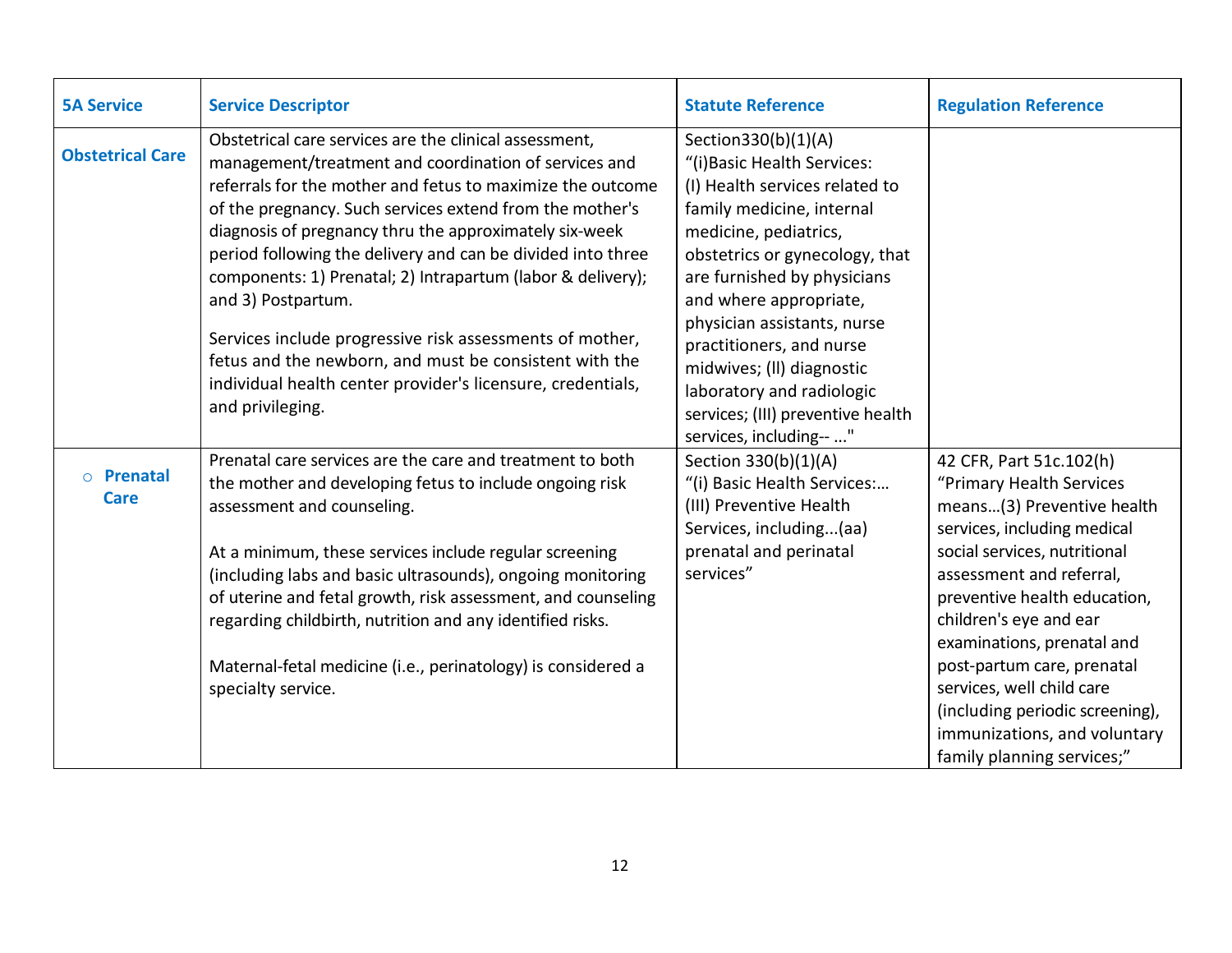| 5A Service | Service Descriptor | Statute Reference | Regulation Reference |
|---|---|---|---|
| **Obstetrical Care** | Obstetrical care services are the clinical assessment, management/treatment and coordination of services and referrals for the mother and fetus to maximize the outcome of the pregnancy. Such services extend from the mother's diagnosis of pregnancy thru the approximately six-week period following the delivery and can be divided into three components: 1) Prenatal; 2) Intrapartum (labor & delivery); and 3) Postpartum.<br><br>Services include progressive risk assessments of mother, fetus and the newborn, and must be consistent with the individual health center provider's licensure, credentials, and privileging. | Section330(b)(1)(A) "(i)Basic Health Services: (I) Health services related to family medicine, internal medicine, pediatrics, obstetrics or gynecology, that are furnished by physicians and where appropriate, physician assistants, nurse practitioners, and nurse midwives; (II) diagnostic laboratory and radiologic services; (III) preventive health services, including-- …" | |
| ○ **Prenatal Care** | Prenatal care services are the care and treatment to both the mother and developing fetus to include ongoing risk assessment and counseling.<br><br>At a minimum, these services include regular screening (including labs and basic ultrasounds), ongoing monitoring of uterine and fetal growth, risk assessment, and counseling regarding childbirth, nutrition and any identified risks.<br><br>Maternal-fetal medicine (i.e., perinatology) is considered a specialty service. | Section 330(b)(1)(A) "(i) Basic Health Services:… (III) Preventive Health Services, including...(aa) prenatal and perinatal services" | 42 CFR, Part 51c.102(h) "Primary Health Services means…(3) Preventive health services, including medical social services, nutritional assessment and referral, preventive health education, children's eye and ear examinations, prenatal and post-partum care, prenatal services, well child care (including periodic screening), immunizations, and voluntary family planning services;" |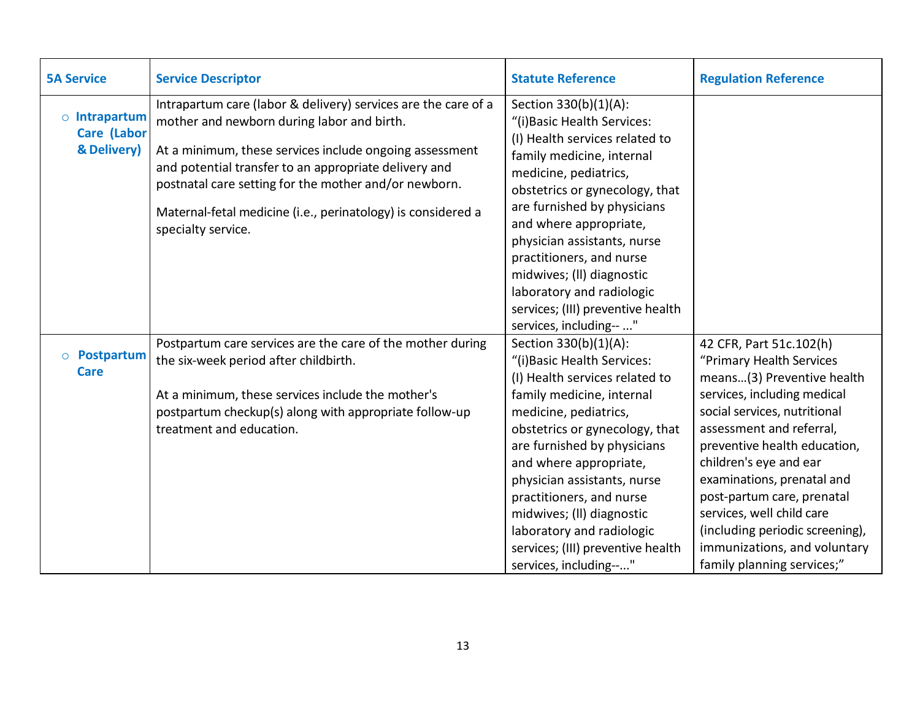| 5A Service | Service Descriptor | Statute Reference | Regulation Reference |
|---|---|---|---|
| ○ **Intrapartum Care (Labor & Delivery)** | Intrapartum care (labor & delivery) services are the care of a mother and newborn during labor and birth.<br><br>At a minimum, these services include ongoing assessment and potential transfer to an appropriate delivery and postnatal care setting for the mother and/or newborn.<br><br>Maternal-fetal medicine (i.e., perinatology) is considered a specialty service. | Section 330(b)(1)(A):<br>"(i)Basic Health Services:<br>(I) Health services related to family medicine, internal medicine, pediatrics, obstetrics or gynecology, that are furnished by physicians and where appropriate, physician assistants, nurse practitioners, and nurse midwives; (ll) diagnostic laboratory and radiologic services; (III) preventive health services, including-- ..." | |
| ○ **Postpartum Care** | Postpartum care services are the care of the mother during the six-week period after childbirth.<br><br>At a minimum, these services include the mother's postpartum checkup(s) along with appropriate follow-up treatment and education. | Section 330(b)(1)(A):<br>"(i)Basic Health Services:<br>(I) Health services related to family medicine, internal medicine, pediatrics, obstetrics or gynecology, that are furnished by physicians and where appropriate, physician assistants, nurse practitioners, and nurse midwives; (ll) diagnostic laboratory and radiologic services; (III) preventive health services, including--..." | 42 CFR, Part 51c.102(h)<br>"Primary Health Services means…(3) Preventive health services, including medical social services, nutritional assessment and referral, preventive health education, children's eye and ear examinations, prenatal and post-partum care, prenatal services, well child care (including periodic screening), immunizations, and voluntary family planning services;" |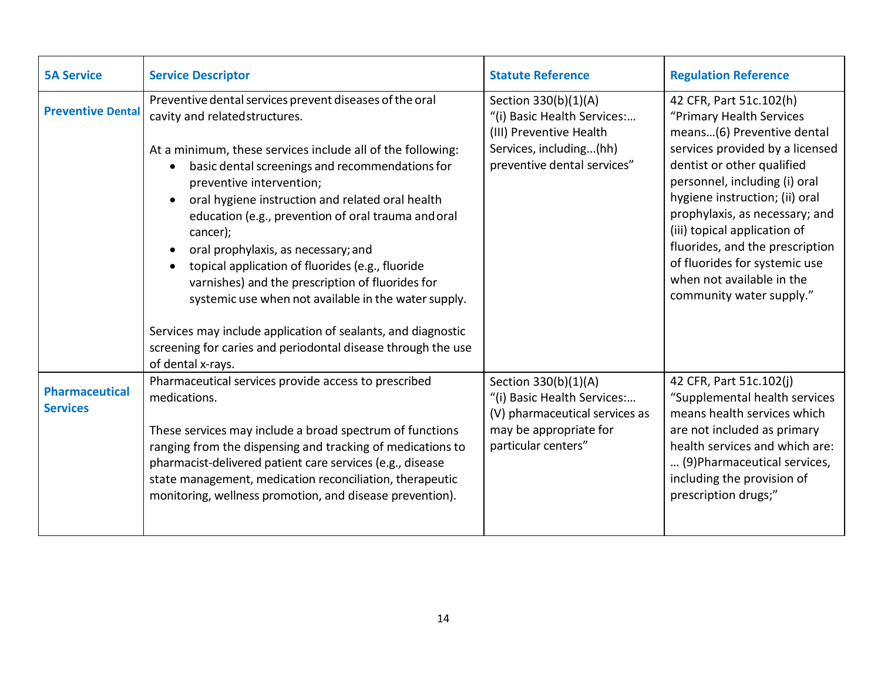| 5A Service | Service Descriptor | Statute Reference | Regulation Reference |
|---|---|---|---|
| **Preventive Dental** | Preventive dental services prevent diseases of the oral cavity and related structures.<br><br>At a minimum, these services include all of the following:<br>• basic dental screenings and recommendations for preventive intervention;<br>• oral hygiene instruction and related oral health education (e.g., prevention of oral trauma and oral cancer);<br>• oral prophylaxis, as necessary; and<br>• topical application of fluorides (e.g., fluoride varnishes) and the prescription of fluorides for systemic use when not available in the water supply.<br><br>Services may include application of sealants, and diagnostic screening for caries and periodontal disease through the use of dental x-rays. | Section 330(b)(1)(A) "(i) Basic Health Services:… (III) Preventive Health Services, including...(hh) preventive dental services" | 42 CFR, Part 51c.102(h) "Primary Health Services means…(6) Preventive dental services provided by a licensed dentist or other qualified personnel, including (i) oral hygiene instruction; (ii) oral prophylaxis, as necessary; and (iii) topical application of fluorides, and the prescription of fluorides for systemic use when not available in the community water supply." |
| **Pharmaceutical Services** | Pharmaceutical services provide access to prescribed medications.<br><br>These services may include a broad spectrum of functions ranging from the dispensing and tracking of medications to pharmacist-delivered patient care services (e.g., disease state management, medication reconciliation, therapeutic monitoring, wellness promotion, and disease prevention). | Section 330(b)(1)(A) "(i) Basic Health Services:… (V) pharmaceutical services as may be appropriate for particular centers" | 42 CFR, Part 51c.102(j) "Supplemental health services means health services which are not included as primary health services and which are: … (9)Pharmaceutical services, including the provision of prescription drugs;" |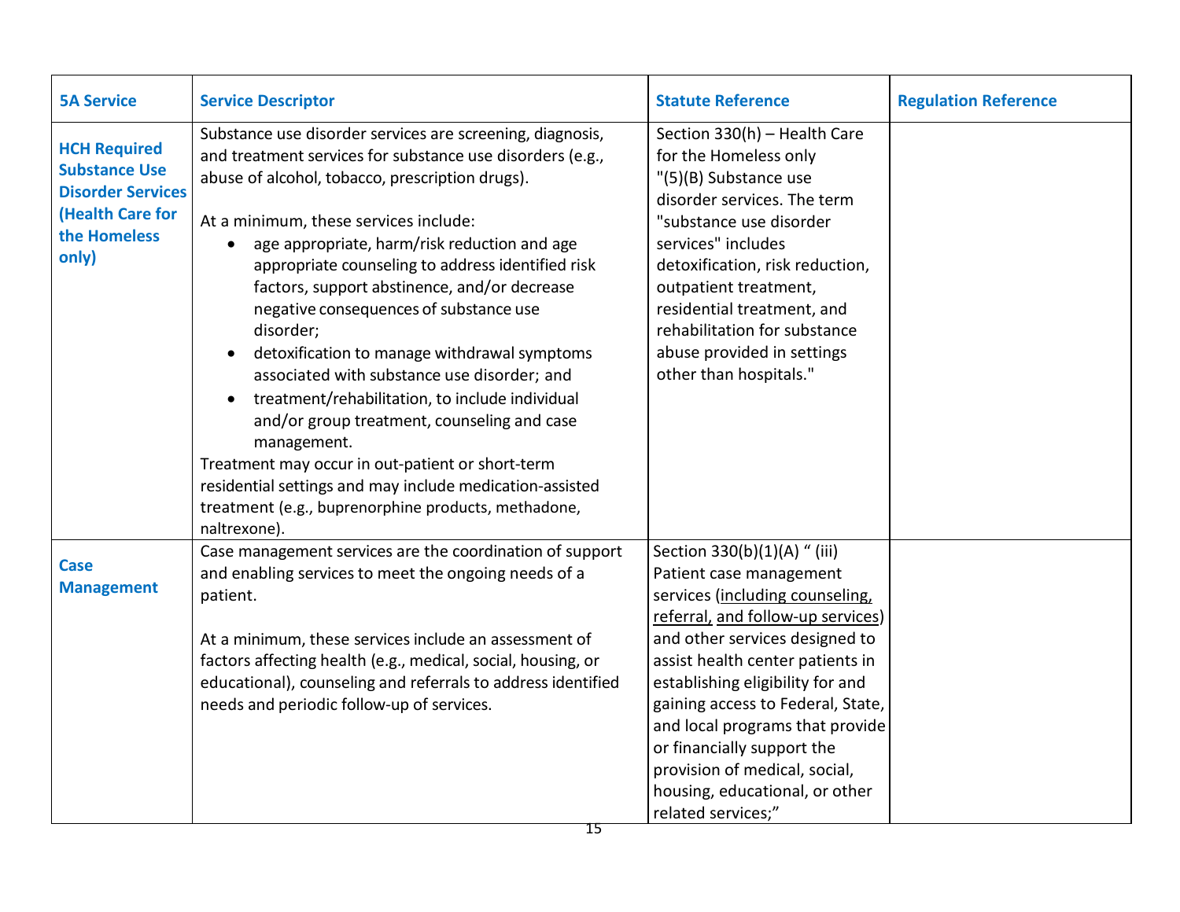| 5A Service | Service Descriptor | Statute Reference | Regulation Reference |
|---|---|---|---|
| **HCH Required Substance Use Disorder Services (Health Care for the Homeless only)** | Substance use disorder services are screening, diagnosis, and treatment services for substance use disorders (e.g., abuse of alcohol, tobacco, prescription drugs).<br><br>At a minimum, these services include:<br>• age appropriate, harm/risk reduction and age appropriate counseling to address identified risk factors, support abstinence, and/or decrease negative consequences of substance use disorder;<br>• detoxification to manage withdrawal symptoms associated with substance use disorder; and<br>• treatment/rehabilitation, to include individual and/or group treatment, counseling and case management.<br>Treatment may occur in out-patient or short-term residential settings and may include medication-assisted treatment (e.g., buprenorphine products, methadone, naltrexone). | Section 330(h) – Health Care for the Homeless only "(5)(B) Substance use disorder services. The term "substance use disorder services" includes detoxification, risk reduction, outpatient treatment, residential treatment, and rehabilitation for substance abuse provided in settings other than hospitals." | |
| **Case Management** | Case management services are the coordination of support and enabling services to meet the ongoing needs of a patient.<br><br>At a minimum, these services include an assessment of factors affecting health (e.g., medical, social, housing, or educational), counseling and referrals to address identified needs and periodic follow-up of services. | Section 330(b)(1)(A) " (iii) Patient case management services (including counseling, referral, and follow-up services) and other services designed to assist health center patients in establishing eligibility for and gaining access to Federal, State, and local programs that provide or financially support the provision of medical, social, housing, educational, or other related services;" | |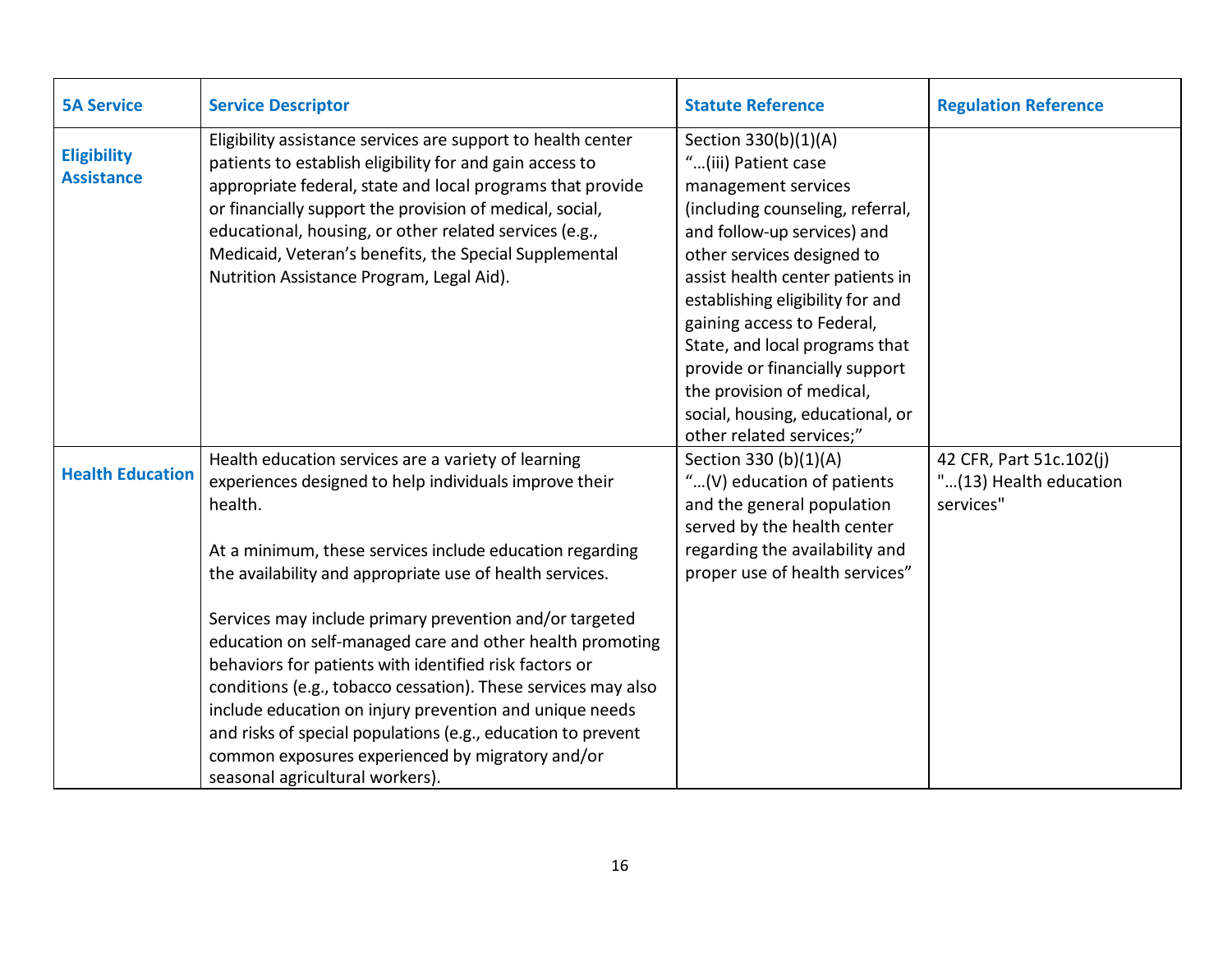| 5A Service | Service Descriptor | Statute Reference | Regulation Reference |
|---|---|---|---|
| **Eligibility Assistance** | Eligibility assistance services are support to health center patients to establish eligibility for and gain access to appropriate federal, state and local programs that provide or financially support the provision of medical, social, educational, housing, or other related services (e.g., Medicaid, Veteran's benefits, the Special Supplemental Nutrition Assistance Program, Legal Aid). | Section 330(b)(1)(A) "…(iii) Patient case management services (including counseling, referral, and follow-up services) and other services designed to assist health center patients in establishing eligibility for and gaining access to Federal, State, and local programs that provide or financially support the provision of medical, social, housing, educational, or other related services;" | |
| **Health Education** | Health education services are a variety of learning experiences designed to help individuals improve their health.<br><br>At a minimum, these services include education regarding the availability and appropriate use of health services.<br><br>Services may include primary prevention and/or targeted education on self-managed care and other health promoting behaviors for patients with identified risk factors or conditions (e.g., tobacco cessation). These services may also include education on injury prevention and unique needs and risks of special populations (e.g., education to prevent common exposures experienced by migratory and/or seasonal agricultural workers). | Section 330 (b)(1)(A) "…(V) education of patients and the general population served by the health center regarding the availability and proper use of health services" | 42 CFR, Part 51c.102(j) "…(13) Health education services" |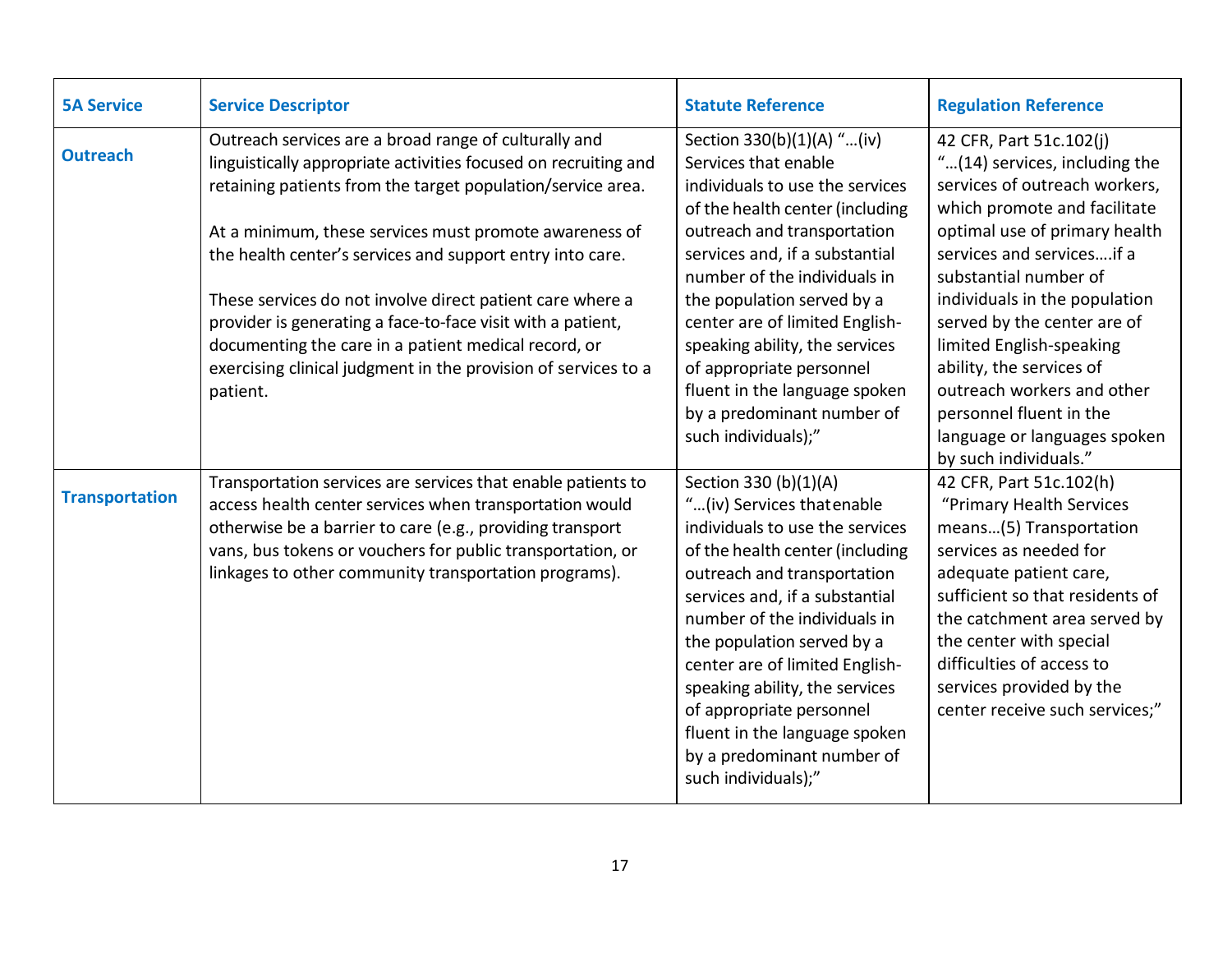| 5A Service | Service Descriptor | Statute Reference | Regulation Reference |
|---|---|---|---|
| **Outreach** | Outreach services are a broad range of culturally and linguistically appropriate activities focused on recruiting and retaining patients from the target population/service area.<br><br>At a minimum, these services must promote awareness of the health center's services and support entry into care.<br><br>These services do not involve direct patient care where a provider is generating a face-to-face visit with a patient, documenting the care in a patient medical record, or exercising clinical judgment in the provision of services to a patient. | Section 330(b)(1)(A) "…(iv) Services that enable individuals to use the services of the health center (including outreach and transportation services and, if a substantial number of the individuals in the population served by a center are of limited English-speaking ability, the services of appropriate personnel fluent in the language spoken by a predominant number of such individuals);" | 42 CFR, Part 51c.102(j) "…(14) services, including the services of outreach workers, which promote and facilitate optimal use of primary health services and services….if a substantial number of individuals in the population served by the center are of limited English-speaking ability, the services of outreach workers and other personnel fluent in the language or languages spoken by such individuals." |
| **Transportation** | Transportation services are services that enable patients to access health center services when transportation would otherwise be a barrier to care (e.g., providing transport vans, bus tokens or vouchers for public transportation, or linkages to other community transportation programs). | Section 330 (b)(1)(A) "…(iv) Services thatenable individuals to use the services of the health center (including outreach and transportation services and, if a substantial number of the individuals in the population served by a center are of limited English-speaking ability, the services of appropriate personnel fluent in the language spoken by a predominant number of such individuals);" | 42 CFR, Part 51c.102(h) "Primary Health Services means…(5) Transportation services as needed for adequate patient care, sufficient so that residents of the catchment area served by the center with special difficulties of access to services provided by the center receive such services;" |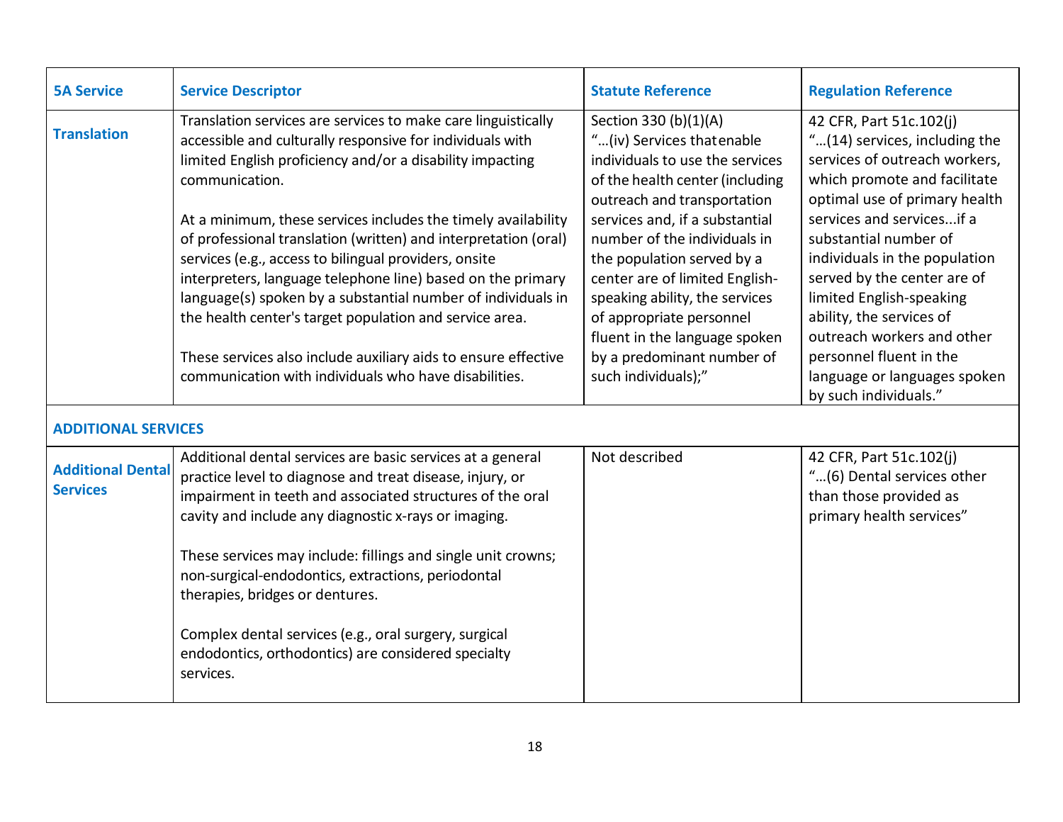| 5A Service | Service Descriptor | Statute Reference | Regulation Reference |
|---|---|---|---|
| **Translation** | Translation services are services to make care linguistically accessible and culturally responsive for individuals with limited English proficiency and/or a disability impacting communication.<br><br>At a minimum, these services includes the timely availability of professional translation (written) and interpretation (oral) services (e.g., access to bilingual providers, onsite interpreters, language telephone line) based on the primary language(s) spoken by a substantial number of individuals in the health center's target population and service area.<br><br>These services also include auxiliary aids to ensure effective communication with individuals who have disabilities. | Section 330 (b)(1)(A)<br>"…(iv) Services thatenable individuals to use the services of the health center (including outreach and transportation services and, if a substantial number of the individuals in the population served by a center are of limited English-speaking ability, the services of appropriate personnel fluent in the language spoken by a predominant number of such individuals);" | 42 CFR, Part 51c.102(j)<br>"…(14) services, including the services of outreach workers, which promote and facilitate optimal use of primary health services and services...if a substantial number of individuals in the population served by the center are of limited English-speaking ability, the services of outreach workers and other personnel fluent in the language or languages spoken by such individuals." |
| **ADDITIONAL SERVICES** | | | |
| **Additional Dental Services** | Additional dental services are basic services at a general practice level to diagnose and treat disease, injury, or impairment in teeth and associated structures of the oral cavity and include any diagnostic x-rays or imaging.<br><br>These services may include: fillings and single unit crowns; non-surgical-endodontics, extractions, periodontal therapies, bridges or dentures.<br><br>Complex dental services (e.g., oral surgery, surgical endodontics, orthodontics) are considered specialty services. | Not described | 42 CFR, Part 51c.102(j)<br>"…(6) Dental services other than those provided as primary health services" |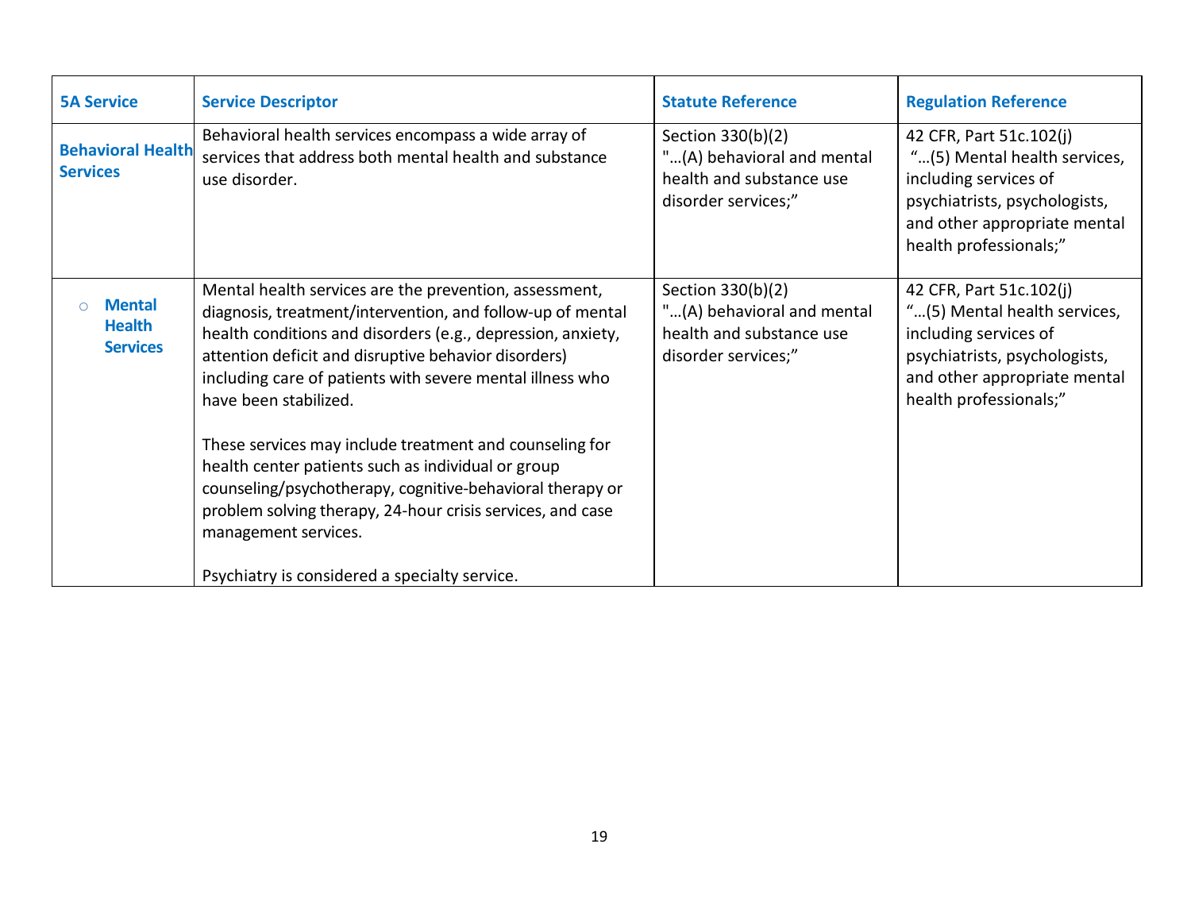| 5A Service | Service Descriptor | Statute Reference | Regulation Reference |
|---|---|---|---|
| **Behavioral Health Services** | Behavioral health services encompass a wide array of services that address both mental health and substance use disorder. | Section 330(b)(2) "…(A) behavioral and mental health and substance use disorder services;" | 42 CFR, Part 51c.102(j) "…(5) Mental health services, including services of psychiatrists, psychologists, and other appropriate mental health professionals;" |
| ○ **Mental Health Services** | Mental health services are the prevention, assessment, diagnosis, treatment/intervention, and follow-up of mental health conditions and disorders (e.g., depression, anxiety, attention deficit and disruptive behavior disorders) including care of patients with severe mental illness who have been stabilized.<br><br>These services may include treatment and counseling for health center patients such as individual or group counseling/psychotherapy, cognitive-behavioral therapy or problem solving therapy, 24-hour crisis services, and case management services.<br><br>Psychiatry is considered a specialty service. | Section 330(b)(2) "…(A) behavioral and mental health and substance use disorder services;" | 42 CFR, Part 51c.102(j) "…(5) Mental health services, including services of psychiatrists, psychologists, and other appropriate mental health professionals;" |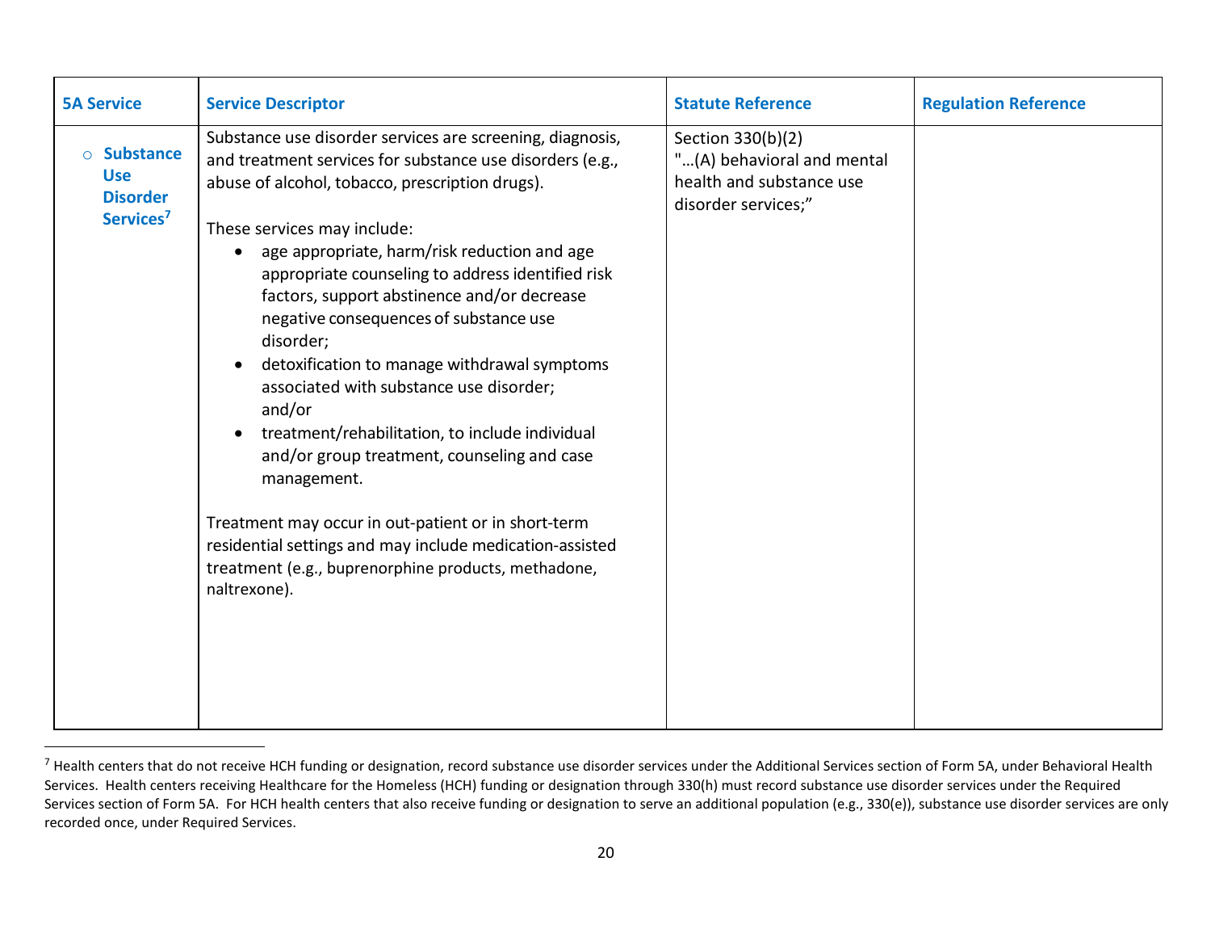| 5A Service | Service Descriptor | Statute Reference | Regulation Reference |
|---|---|---|---|
| ○ **Substance Use Disorder Services**[7] | Substance use disorder services are screening, diagnosis, and treatment services for substance use disorders (e.g., abuse of alcohol, tobacco, prescription drugs).<br><br>These services may include:<br>• age appropriate, harm/risk reduction and age appropriate counseling to address identified risk factors, support abstinence and/or decrease negative consequences of substance use disorder;<br>• detoxification to manage withdrawal symptoms associated with substance use disorder; and/or<br>• treatment/rehabilitation, to include individual and/or group treatment, counseling and case management.<br><br>Treatment may occur in out-patient or in short-term residential settings and may include medication-assisted treatment (e.g., buprenorphine products, methadone, naltrexone). | Section 330(b)(2) "…(A) behavioral and mental health and substance use disorder services;" | |

[7] Health centers that do not receive HCH funding or designation, record substance use disorder services under the Additional Services section of Form 5A, under Behavioral Health Services. Health centers receiving Healthcare for the Homeless (HCH) funding or designation through 330(h) must record substance use disorder services under the Required Services section of Form 5A. For HCH health centers that also receive funding or designation to serve an additional population (e.g., 330(e)), substance use disorder services are only recorded once, under Required Services.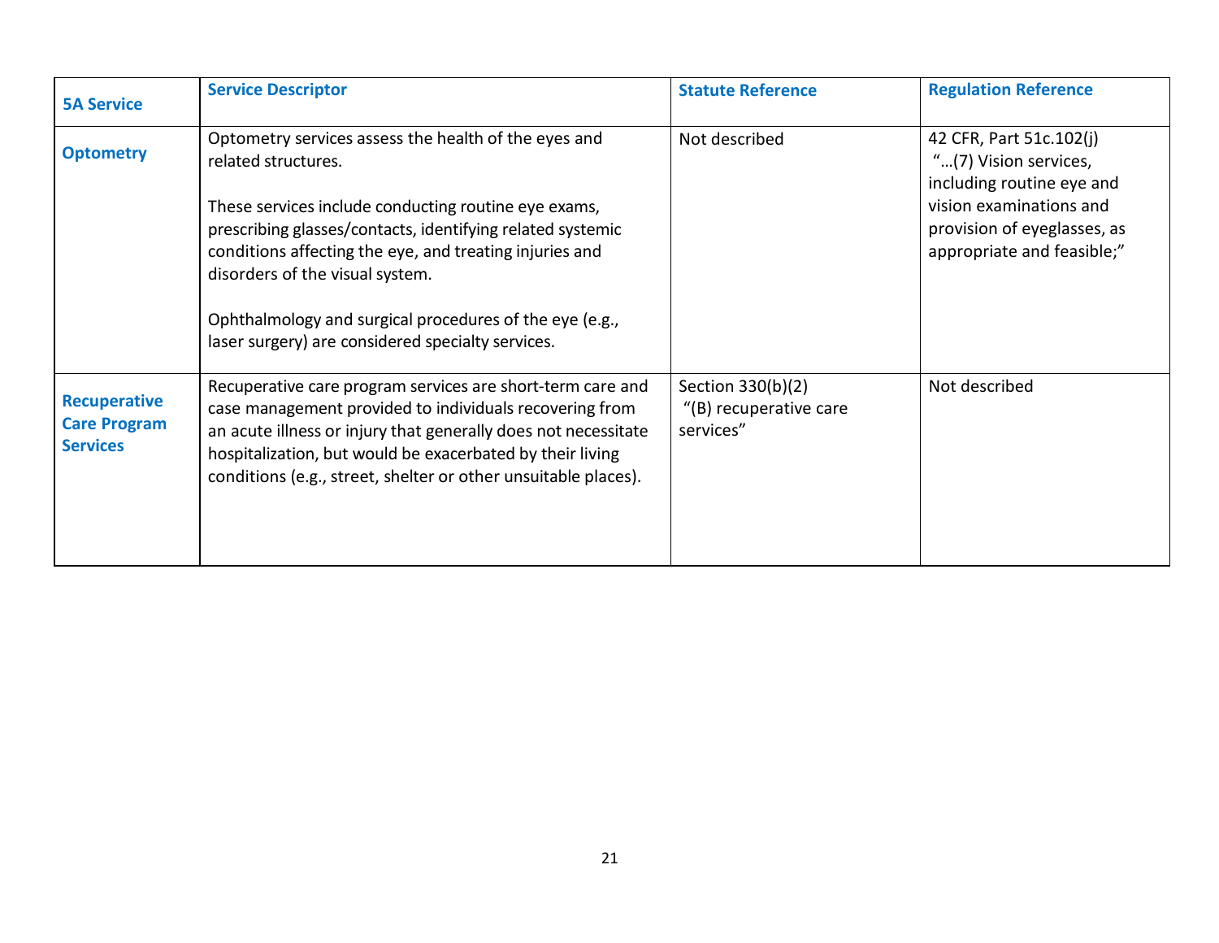| 5A Service | Service Descriptor | Statute Reference | Regulation Reference |
|---|---|---|---|
| **Optometry** | Optometry services assess the health of the eyes and related structures.<br><br>These services include conducting routine eye exams, prescribing glasses/contacts, identifying related systemic conditions affecting the eye, and treating injuries and disorders of the visual system.<br><br>Ophthalmology and surgical procedures of the eye (e.g., laser surgery) are considered specialty services. | Not described | 42 CFR, Part 51c.102(j) "…(7) Vision services, including routine eye and vision examinations and provision of eyeglasses, as appropriate and feasible;" |
| **Recuperative Care Program Services** | Recuperative care program services are short-term care and case management provided to individuals recovering from an acute illness or injury that generally does not necessitate hospitalization, but would be exacerbated by their living conditions (e.g., street, shelter or other unsuitable places). | Section 330(b)(2) "(B) recuperative care services" | Not described |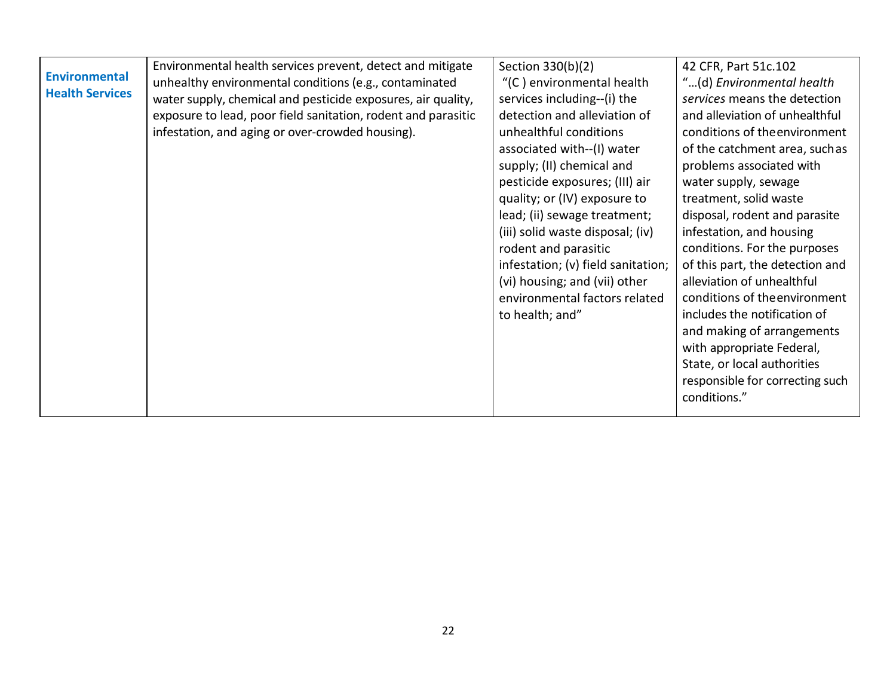| **Environmental Health Services** | Environmental health services prevent, detect and mitigate unhealthy environmental conditions (e.g., contaminated water supply, chemical and pesticide exposures, air quality, exposure to lead, poor field sanitation, rodent and parasitic infestation, and aging or over-crowded housing). | Section 330(b)(2) "(C ) environmental health services including--(i) the detection and alleviation of unhealthful conditions associated with--(I) water supply; (II) chemical and pesticide exposures; (III) air quality; or (IV) exposure to lead; (ii) sewage treatment; (iii) solid waste disposal; (iv) rodent and parasitic infestation; (v) field sanitation; (vi) housing; and (vii) other environmental factors related to health; and" | 42 CFR, Part 51c.102 "…(d) *Environmental health services* means the detection and alleviation of unhealthful conditions of the environment of the catchment area, such as problems associated with water supply, sewage treatment, solid waste disposal, rodent and parasite infestation, and housing conditions. For the purposes of this part, the detection and alleviation of unhealthful conditions of the environment includes the notification of and making of arrangements with appropriate Federal, State, or local authorities responsible for correcting such conditions." |
|---|---|---|---|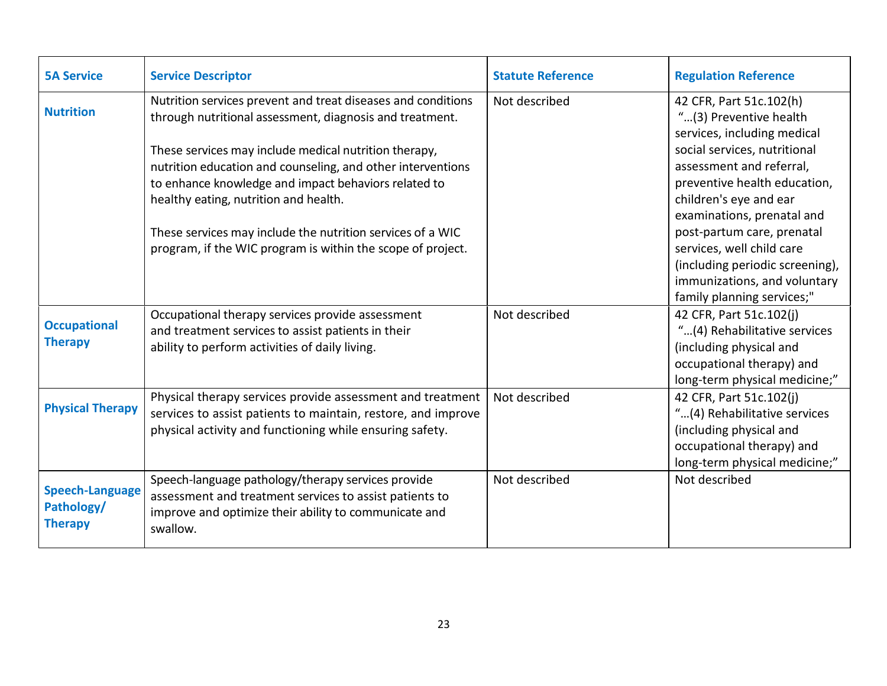| 5A Service | Service Descriptor | Statute Reference | Regulation Reference |
|---|---|---|---|
| **Nutrition** | Nutrition services prevent and treat diseases and conditions through nutritional assessment, diagnosis and treatment.<br><br>These services may include medical nutrition therapy, nutrition education and counseling, and other interventions to enhance knowledge and impact behaviors related to healthy eating, nutrition and health.<br><br>These services may include the nutrition services of a WIC program, if the WIC program is within the scope of project. | Not described | 42 CFR, Part 51c.102(h) "…(3) Preventive health services, including medical social services, nutritional assessment and referral, preventive health education, children's eye and ear examinations, prenatal and post-partum care, prenatal services, well child care (including periodic screening), immunizations, and voluntary family planning services;" |
| **Occupational Therapy** | Occupational therapy services provide assessment and treatment services to assist patients in their ability to perform activities of daily living. | Not described | 42 CFR, Part 51c.102(j) "…(4) Rehabilitative services (including physical and occupational therapy) and long-term physical medicine;" |
| **Physical Therapy** | Physical therapy services provide assessment and treatment services to assist patients to maintain, restore, and improve physical activity and functioning while ensuring safety. | Not described | 42 CFR, Part 51c.102(j) "…(4) Rehabilitative services (including physical and occupational therapy) and long-term physical medicine;" |
| **Speech-Language Pathology/ Therapy** | Speech-language pathology/therapy services provide assessment and treatment services to assist patients to improve and optimize their ability to communicate and swallow. | Not described | Not described |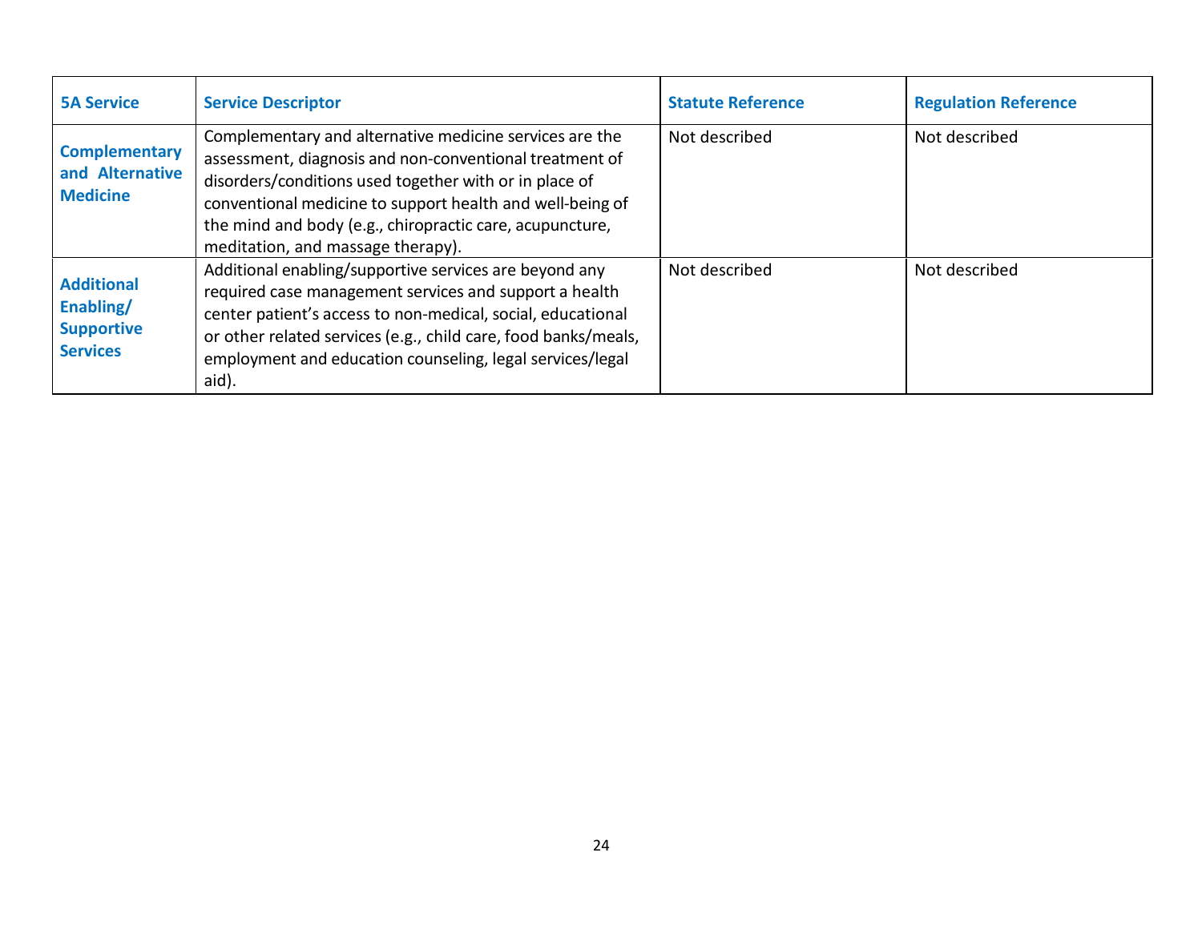| 5A Service | Service Descriptor | Statute Reference | Regulation Reference |
|---|---|---|---|
| **Complementary and Alternative Medicine** | Complementary and alternative medicine services are the assessment, diagnosis and non-conventional treatment of disorders/conditions used together with or in place of conventional medicine to support health and well-being of the mind and body (e.g., chiropractic care, acupuncture, meditation, and massage therapy). | Not described | Not described |
| **Additional Enabling/ Supportive Services** | Additional enabling/supportive services are beyond any required case management services and support a health center patient's access to non-medical, social, educational or other related services (e.g., child care, food banks/meals, employment and education counseling, legal services/legal aid). | Not described | Not described |